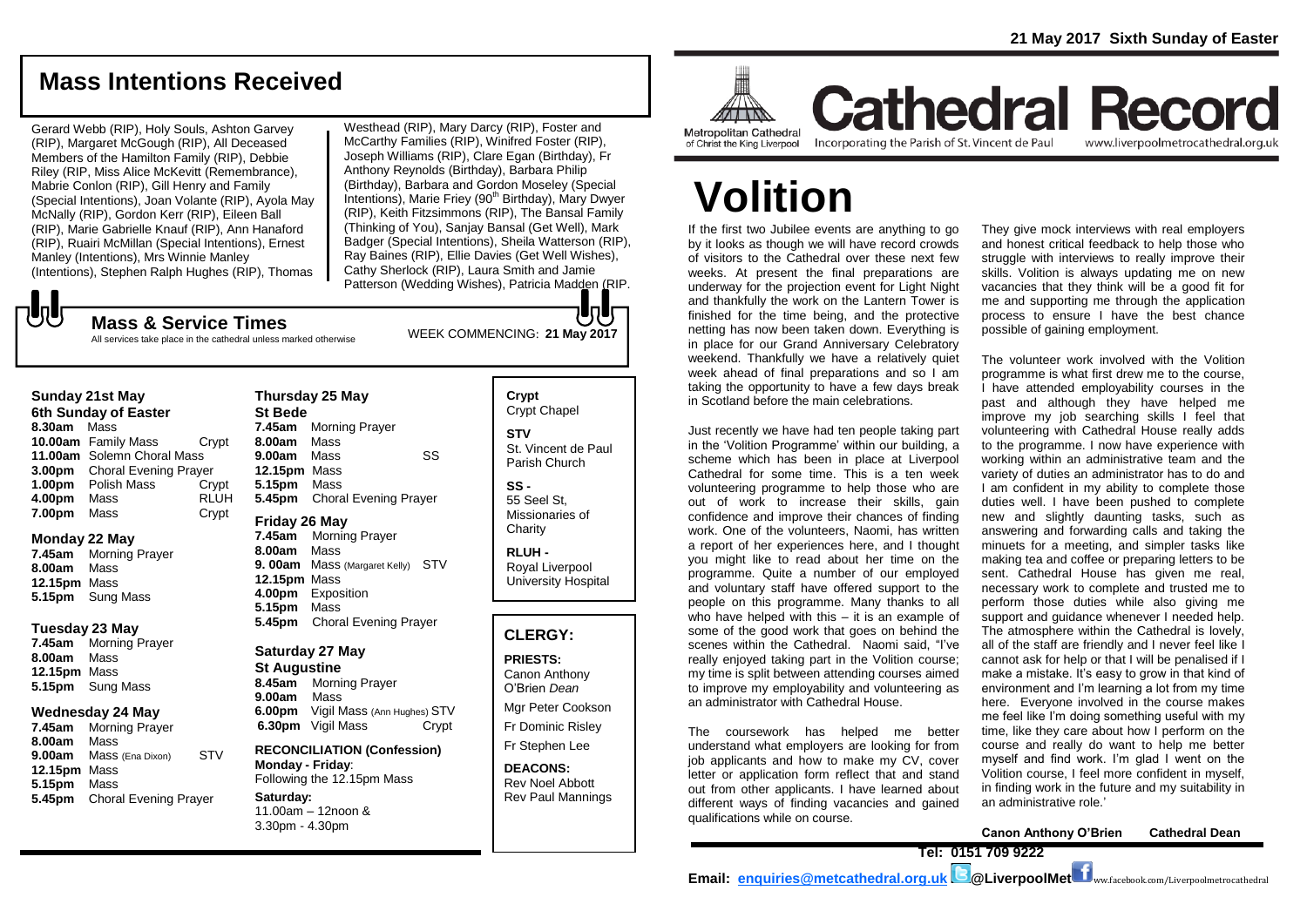# Mass Intentions Received

Gerard Webb (RIP), Holy Souls, Ashton Garvey (RIP), Margaret McGough (RIP), All Deceased Members of the Hamilton Family (RIP), Debbie Riley (RIP, Miss Alice McKevitt (Remembrance), Mabrie Conlon (RIP), Gill Henry and Family (Special Intentions), Joan Volante (RIP), Ayola May McNally (RIP), Gordon Kerr (RIP), Eileen Ball (RIP), Marie Gabrielle Knauf (RIP), Ann Hanaford (RIP), Ruairi McMillan (Special Intentions), Ernest Manley (Intentions), Mrs Winnie Manley (Intentions), Stephen Ralph Hughes (RIP), Thomas Westhead (RIP), Mary Darcy (RIP), Foster and McCarthy Families (RIP), Winifred Foster (RIP), Joseph Williams (RIP), Clare Egan (Birthday), Fr Anthony Reynolds (Birthday), Barbara Philip (Birthday), Barbara and Gordon Moseley (Special Intentions), Marie Friey (90th Birthday), Mary Dwyer (RIP), Keith Fitzsimmons (RIP), The Bansal Family (Thinking of You), Sanjay Bansal (Get Well), Mark Badger (Special Intentions), Sheila Watterson (RIP), Ray Baines (RIP), Ellie Davies (Get Well Wishes), Cathy Sherlock (RIP), Laura Smith and Jamie Patterson (Wedding Wishes), Patricia Madden (RIP.

## Mass & Service Times

All services take place in the cathedral unless marked otherwise

WEEK COMMENCING: **21 May 2017**

### Sunday 21st May
**6th Sunday of Easter**

**8.30am** Mass
**10.00am** Family Mass — Crypt
**11.00am** Solemn Choral Mass
**3.00pm** Choral Evening Prayer
**1.00pm** Polish Mass — Crypt
**4.00pm** Mass — RLUH
**7.00pm** Mass — Crypt

### Monday 22 May
**7.45am** Morning Prayer
**8.00am** Mass
**12.15pm** Mass
**5.15pm** Sung Mass

### Tuesday 23 May
**7.45am** Morning Prayer
**8.00am** Mass
**12.15pm** Mass
**5.15pm** Sung Mass

### Wednesday 24 May
**7.45am** Morning Prayer
**8.00am** Mass
**9.00am** Mass (Ena Dixon) — STV
**12.15pm** Mass
**5.15pm** Mass
**5.45pm** Choral Evening Prayer

### Thursday 25 May
**St Bede**

**7.45am** Morning Prayer
**8.00am** Mass
**9.00am** Mass — SS
**12.15pm** Mass
**5.15pm** Mass
**5.45pm** Choral Evening Prayer

### Friday 26 May
**7.45am** Morning Prayer
**8.00am** Mass
**9. 00am** Mass (Margaret Kelly) — STV
**12.15pm** Mass
**4.00pm** Exposition
**5.15pm** Mass
**5.45pm** Choral Evening Prayer

### Saturday 27 May
**St Augustine**

**8.45am** Morning Prayer
**9.00am** Mass
**6.00pm** Vigil Mass (Ann Hughes) STV
**6.30pm** Vigil Mass — Crypt

**RECONCILIATION (Confession)**
**Monday - Friday**:
Following the 12.15pm Mass

**Saturday:**
11.00am – 12noon &
3.30pm - 4.30pm

**Crypt**
Crypt Chapel

**STV**
St. Vincent de Paul Parish Church

**SS -**
55 Seel St, Missionaries of Charity

**RLUH -**
Royal Liverpool University Hospital

## CLERGY:

**PRIESTS:**
Canon Anthony O'Brien *Dean*
Mgr Peter Cookson
Fr Dominic Risley
Fr Stephen Lee

**DEACONS:**
Rev Noel Abbott
Rev Paul Mannings

# Cathedral Record

Metropolitan Cathedral of Christ the King Liverpool — Incorporating the Parish of St. Vincent de Paul — www.liverpoolmetrocathedral.org.uk

21 May 2017 Sixth Sunday of Easter

# Volition

If the first two Jubilee events are anything to go by it looks as though we will have record crowds of visitors to the Cathedral over these next few weeks. At present the final preparations are underway for the projection event for Light Night and thankfully the work on the Lantern Tower is finished for the time being, and the protective netting has now been taken down. Everything is in place for our Grand Anniversary Celebratory weekend. Thankfully we have a relatively quiet week ahead of final preparations and so I am taking the opportunity to have a few days break in Scotland before the main celebrations.

Just recently we have had ten people taking part in the 'Volition Programme' within our building, a scheme which has been in place at Liverpool Cathedral for some time. This is a ten week volunteering programme to help those who are out of work to increase their skills, gain confidence and improve their chances of finding work. One of the volunteers, Naomi, has written a report of her experiences here, and I thought you might like to read about her time on the programme. Quite a number of our employed and voluntary staff have offered support to the people on this programme. Many thanks to all who have helped with this – it is an example of some of the good work that goes on behind the scenes within the Cathedral. Naomi said, "I've really enjoyed taking part in the Volition course; my time is split between attending courses aimed to improve my employability and volunteering as an administrator with Cathedral House.

The coursework has helped me better understand what employers are looking for from job applicants and how to make my CV, cover letter or application form reflect that and stand out from other applicants. I have learned about different ways of finding vacancies and gained qualifications while on course.

They give mock interviews with real employers and honest critical feedback to help those who struggle with interviews to really improve their skills. Volition is always updating me on new vacancies that they think will be a good fit for me and supporting me through the application process to ensure I have the best chance possible of gaining employment.

The volunteer work involved with the Volition programme is what first drew me to the course, I have attended employability courses in the past and although they have helped me improve my job searching skills I feel that volunteering with Cathedral House really adds to the programme. I now have experience with working within an administrative team and the variety of duties an administrator has to do and I am confident in my ability to complete those duties well. I have been pushed to complete new and slightly daunting tasks, such as answering and forwarding calls and taking the minuets for a meeting, and simpler tasks like making tea and coffee or preparing letters to be sent. Cathedral House has given me real, necessary work to complete and trusted me to perform those duties while also giving me support and guidance whenever I needed help. The atmosphere within the Cathedral is lovely, all of the staff are friendly and I never feel like I cannot ask for help or that I will be penalised if I make a mistake. It's easy to grow in that kind of environment and I'm learning a lot from my time here. Everyone involved in the course makes me feel like I'm doing something useful with my time, like they care about how I perform on the course and really do want to help me better myself and find work. I'm glad I went on the Volition course, I feel more confident in myself, in finding work in the future and my suitability in an administrative role.'

**Canon Anthony O'Brien Cathedral Dean**

**Tel: 0151 709 9222**

**Email: enquiries@metcathedral.org.uk @LiverpoolMet** ww.facebook.com/Liverpoolmetrocathedral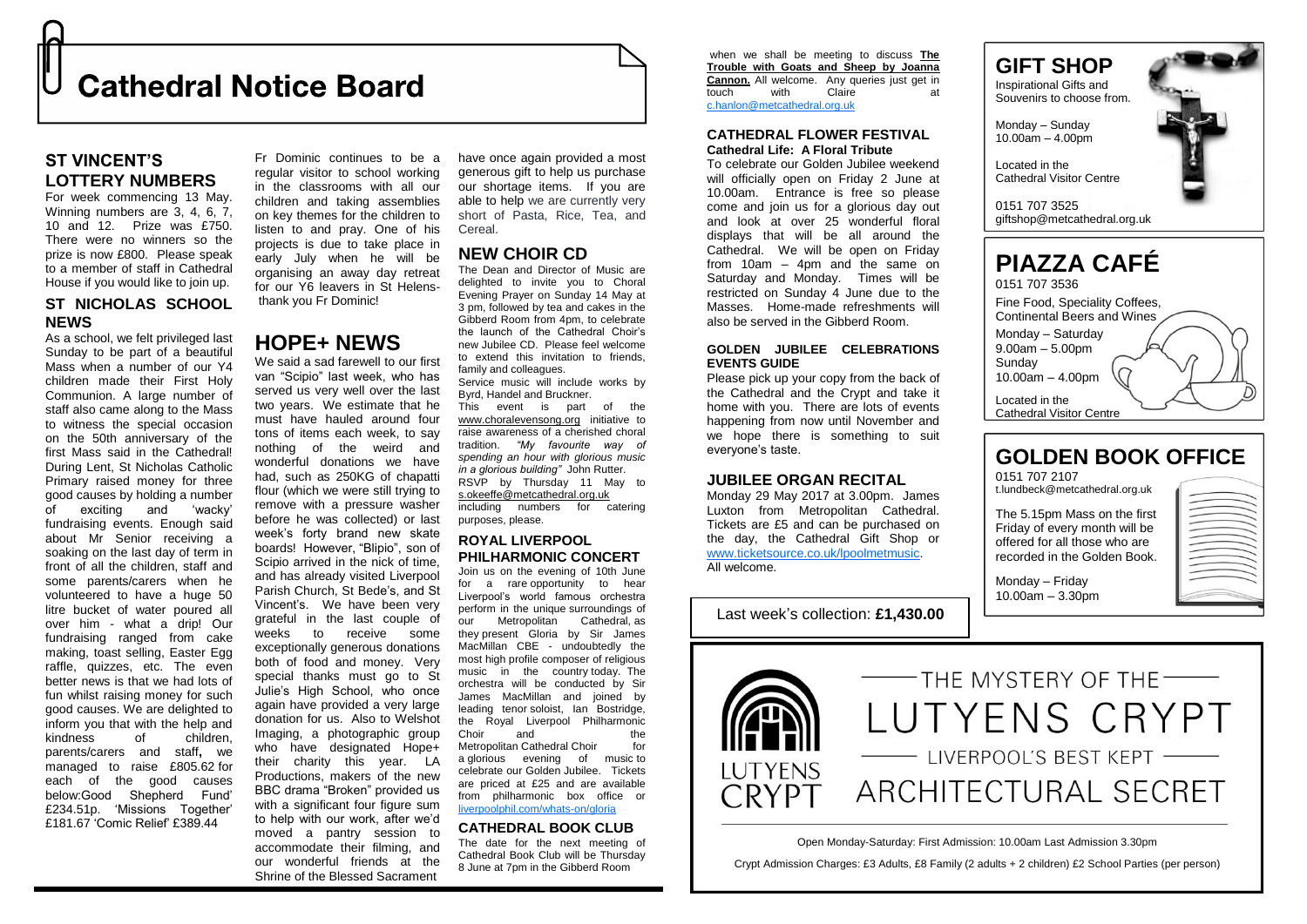# Cathedral Notice Board

## ST VINCENT'S LOTTERY NUMBERS

For week commencing 13 May. Winning numbers are 3, 4, 6, 7, 10 and 12. Prize was £750. There were no winners so the prize is now £800. Please speak to a member of staff in Cathedral House if you would like to join up.

## ST NICHOLAS SCHOOL NEWS

As a school, we felt privileged last Sunday to be part of a beautiful Mass when a number of our Y4 children made their First Holy Communion. A large number of staff also came along to the Mass to witness the special occasion on the 50th anniversary of the first Mass said in the Cathedral! During Lent, St Nicholas Catholic Primary raised money for three good causes by holding a number of exciting and 'wacky' fundraising events. Enough said about Mr Senior receiving a soaking on the last day of term in front of all the children, staff and some parents/carers when he volunteered to have a huge 50 litre bucket of water poured all over him - what a drip! Our fundraising ranged from cake making, toast selling, Easter Egg raffle, quizzes, etc. The even better news is that we had lots of fun whilst raising money for such good causes. We are delighted to inform you that with the help and kindness of children, parents/carers and staff**,** we managed to raise £805.62 for each of the good causes below:Good Shepherd Fund' £234.51p. 'Missions Together' £181.67 'Comic Relief' £389.44

Fr Dominic continues to be a regular visitor to school working in the classrooms with all our children and taking assemblies on key themes for the children to listen to and pray. One of his projects is due to take place in early July when he will be organising an away day retreat for our Y6 leavers in St Helens- thank you Fr Dominic!

# HOPE+ NEWS

We said a sad farewell to our first van "Scipio" last week, who has served us very well over the last two years. We estimate that he must have hauled around four tons of items each week, to say nothing of the weird and wonderful donations we have had, such as 250KG of chapatti flour (which we were still trying to remove with a pressure washer before he was collected) or last week's forty brand new skate boards! However, "Blipio", son of Scipio arrived in the nick of time, and has already visited Liverpool Parish Church, St Bede's, and St Vincent's. We have been very grateful in the last couple of weeks to receive some exceptionally generous donations both of food and money. Very special thanks must go to St Julie's High School, who once again have provided a very large donation for us. Also to Welshot Imaging, a photographic group who have designated Hope+ their charity this year. LA Productions, makers of the new BBC drama "Broken" provided us with a significant four figure sum to help with our work, after we'd moved a pantry session to accommodate their filming, and our wonderful friends at the Shrine of the Blessed Sacrament have once again provided a most generous gift to help us purchase our shortage items. If you are able to help we are currently very short of Pasta, Rice, Tea, and Cereal.

## NEW CHOIR CD

The Dean and Director of Music are delighted to invite you to Choral Evening Prayer on Sunday 14 May at 3 pm, followed by tea and cakes in the Gibberd Room from 4pm, to celebrate the launch of the Cathedral Choir's new Jubilee CD. Please feel welcome to extend this invitation to friends, family and colleagues.

Service music will include works by Byrd, Handel and Bruckner.

This event is part of the www.choralevensong.org initiative to raise awareness of a cherished choral tradition. *"My favourite way of spending an hour with glorious music in a glorious building"* John Rutter.

RSVP by Thursday 11 May to s.okeeffe@metcathedral.org.uk including numbers for catering purposes, please.

### ROYAL LIVERPOOL PHILHARMONIC CONCERT

Join us on the evening of 10th June for a rare opportunity to hear Liverpool's world famous orchestra perform in the unique surroundings of our Metropolitan Cathedral, as they present Gloria by Sir James MacMillan CBE - undoubtedly the most high profile composer of religious music in the country today. The orchestra will be conducted by Sir James MacMillan and joined by leading tenor soloist, Ian Bostridge, the Royal Liverpool Philharmonic Choir and the Metropolitan Cathedral Choir for a glorious evening of music to celebrate our Golden Jubilee. Tickets are priced at £25 and are available from philharmonic box office or liverpoolphil.com/whats-on/gloria

### CATHEDRAL BOOK CLUB

The date for the next meeting of Cathedral Book Club will be Thursday 8 June at 7pm in the Gibberd Room when we shall be meeting to discuss **The Trouble with Goats and Sheep by Joanna Cannon.** All welcome. Any queries just get in touch with Claire at c.hanlon@metcathedral.org.uk

### CATHEDRAL FLOWER FESTIVAL

**Cathedral Life: A Floral Tribute**

To celebrate our Golden Jubilee weekend will officially open on Friday 2 June at 10.00am. Entrance is free so please come and join us for a glorious day out and look at over 25 wonderful floral displays that will be all around the Cathedral. We will be open on Friday from 10am – 4pm and the same on Saturday and Monday. Times will be restricted on Sunday 4 June due to the Masses. Home-made refreshments will also be served in the Gibberd Room.

#### GOLDEN JUBILEE CELEBRATIONS EVENTS GUIDE

Please pick up your copy from the back of the Cathedral and the Crypt and take it home with you. There are lots of events happening from now until November and we hope there is something to suit everyone's taste.

## JUBILEE ORGAN RECITAL

Monday 29 May 2017 at 3.00pm. James Luxton from Metropolitan Cathedral. Tickets are £5 and can be purchased on the day, the Cathedral Gift Shop or www.ticketsource.co.uk/lpoolmetmusic. All welcome.

Last week's collection: **£1,430.00**

## GIFT SHOP

Inspirational Gifts and Souvenirs to choose from.

Monday – Sunday
10.00am – 4.00pm

Located in the Cathedral Visitor Centre

0151 707 3525
giftshop@metcathedral.org.uk

# PIAZZA CAFÉ

0151 707 3536

Fine Food, Speciality Coffees, Continental Beers and Wines

Monday – Saturday
9.00am – 5.00pm
Sunday
10.00am – 4.00pm

Located in the Cathedral Visitor Centre

## GOLDEN BOOK OFFICE

0151 707 2107
t.lundbeck@metcathedral.org.uk

The 5.15pm Mass on the first Friday of every month will be offered for all those who are recorded in the Golden Book.

Monday – Friday
10.00am – 3.30pm

LUTYENS CRYPT

THE MYSTERY OF THE
LUTYENS CRYPT
LIVERPOOL'S BEST KEPT
ARCHITECTURAL SECRET

Open Monday-Saturday: First Admission: 10.00am Last Admission 3.30pm

Crypt Admission Charges: £3 Adults, £8 Family (2 adults + 2 children) £2 School Parties (per person)